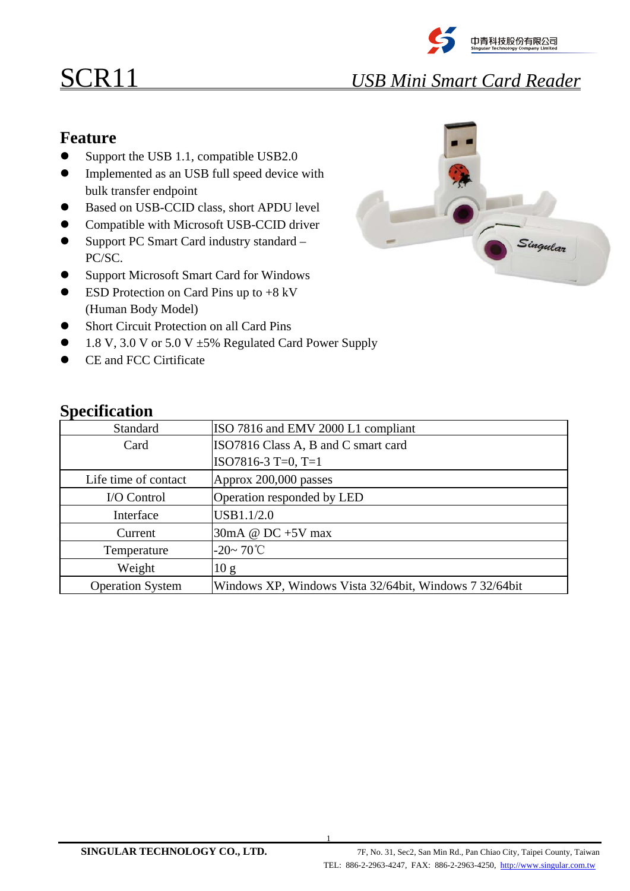# SCR11 *USB Mini Smart Card Reader*

## Feature

- Support the USB 1.1, compatible USB2.0
- Implemented as an USB full speed device with bulk transfer endpoint
- Based on USB-CCID class, short APDU level
- Compatible with Microsoft USB-CCID driver
- Support PC Smart Card industry standard – PC/SC.
- Support Microsoft Smart Card for Windows
- ESD Protection on Card Pins up to +8 kV (Human Body Model)
- Short Circuit Protection on all Card Pins
- 1.8 V, 3.0 V or 5.0 V ±5% Regulated Card Power Supply
- CE and FCC Certificate

## Specification

| | |
|---|---|
| Standard | ISO 7816 and EMV 2000 L1 compliant |
| Card | ISO7816 Class A, B and C smart card<br>ISO7816-3 T=0, T=1 |
| Life time of contact | Approx 200,000 passes |
| I/O Control | Operation responded by LED |
| Interface | USB1.1/2.0 |
| Current | 30mA @ DC +5V max |
| Temperature | -20~ 70℃ |
| Weight | 10 g |
| Operation System | Windows XP, Windows Vista 32/64bit, Windows 7 32/64bit |

**SINGULAR TECHNOLOGY CO., LTD.** 7F, No. 31, Sec2, San Min Rd., Pan Chiao City, Taipei County, Taiwan
TEL: 886-2-2963-4247, FAX: 886-2-2963-4250, http://www.singular.com.tw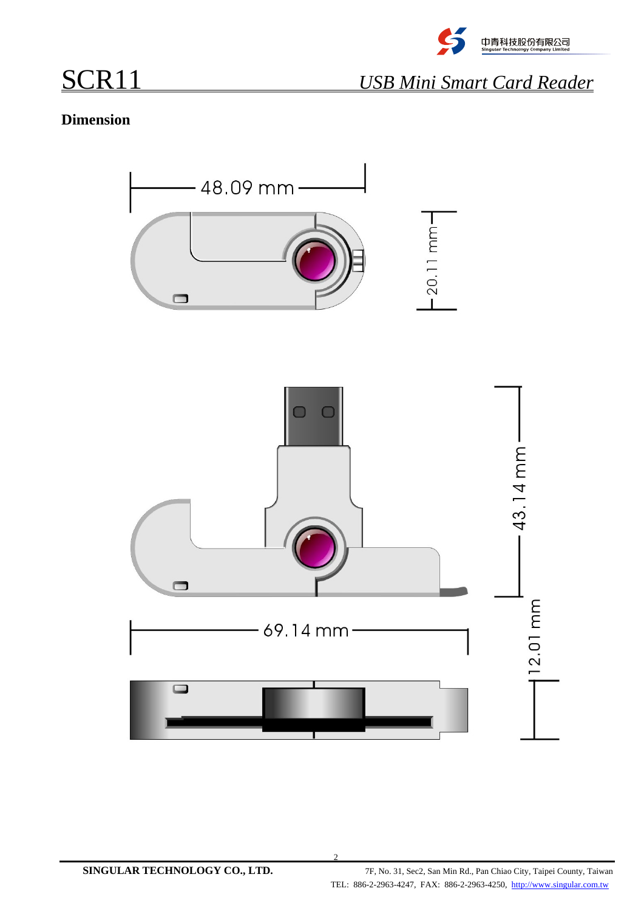# SCR11 *USB Mini Smart Card Reader*

**Dimension**

48.09 mm

20.11 mm

43.14 mm

69.14 mm

12.01 mm